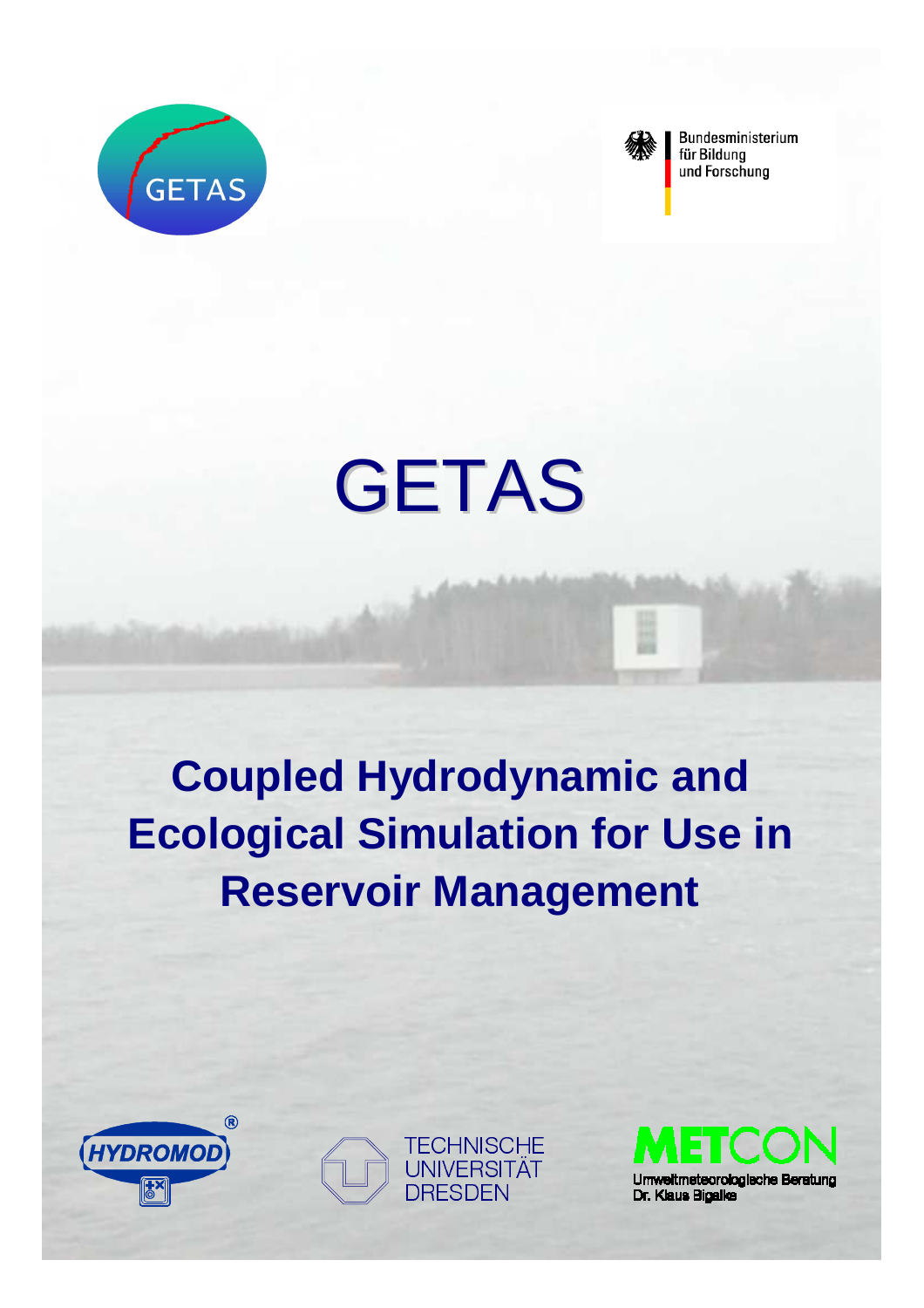GETAS

Bundesministerium
für Bildung
und Forschung

# GETAS

## Coupled Hydrodynamic and Ecological Simulation for Use in Reservoir Management

HYDROMOD®

TECHNISCHE
UNIVERSITÄT
DRESDEN

METCON
Umweltmeteorologische Beratung
Dr. Klaus Bigalke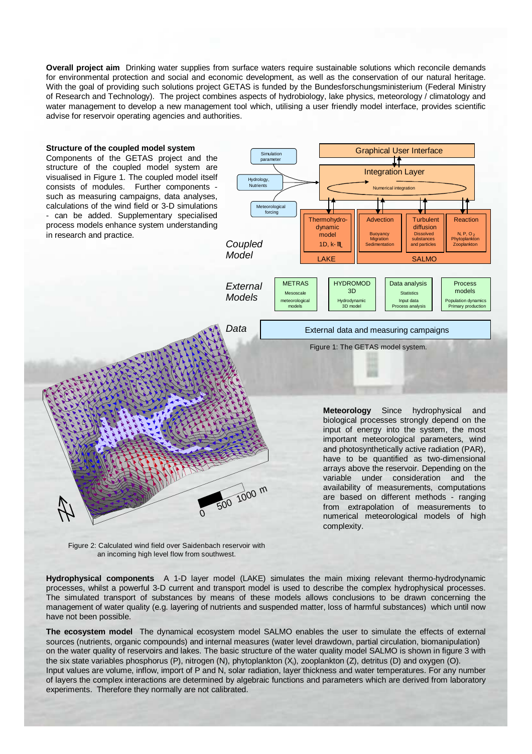**Overall project aim** Drinking water supplies from surface waters require sustainable solutions which reconcile demands for environmental protection and social and economic development, as well as the conservation of our natural heritage. With the goal of providing such solutions project GETAS is funded by the Bundesforschungsministerium (Federal Ministry of Research and Technology). The project combines aspects of hydrobiology, lake physics, meteorology / climatology and water management to develop a new management tool which, utilising a user friendly model interface, provides scientific advise for reservoir operating agencies and authorities.

**Structure of the coupled model system**
Components of the GETAS project and the structure of the coupled model system are visualised in Figure 1. The coupled model itself consists of modules. Further components - such as measuring campaigns, data analyses, calculations of the wind field or 3-D simulations - can be added. Supplementary specialised process models enhance system understanding in research and practice.

Figure 1: The GETAS model system.

Figure 2: Calculated wind field over Saidenbach reservoir with an incoming high level flow from southwest.

**Meteorology** Since hydrophysical and biological processes strongly depend on the input of energy into the system, the most important meteorological parameters, wind and photosynthetically active radiation (PAR), have to be quantified as two-dimensional arrays above the reservoir. Depending on the variable under consideration and the availability of measurements, computations are based on different methods - ranging from extrapolation of measurements to numerical meteorological models of high complexity.

**Hydrophysical components** A 1-D layer model (LAKE) simulates the main mixing relevant thermo-hydrodynamic processes, whilst a powerful 3-D current and transport model is used to describe the complex hydrophysical processes. The simulated transport of substances by means of these models allows conclusions to be drawn concerning the management of water quality (e.g. layering of nutrients and suspended matter, loss of harmful substances) which until now have not been possible.

**The ecosystem model** The dynamical ecosystem model SALMO enables the user to simulate the effects of external sources (nutrients, organic compounds) and internal measures (water level drawdown, partial circulation, biomanipulation) on the water quality of reservoirs and lakes. The basic structure of the water quality model SALMO is shown in figure 3 with the six state variables phosphorus (P), nitrogen (N), phytoplankton ($X_i$), zooplankton (Z), detritus (D) and oxygen (O). Input values are volume, inflow, import of P and N, solar radiation, layer thickness and water temperatures. For any number of layers the complex interactions are determined by algebraic functions and parameters which are derived from laboratory experiments. Therefore they normally are not calibrated.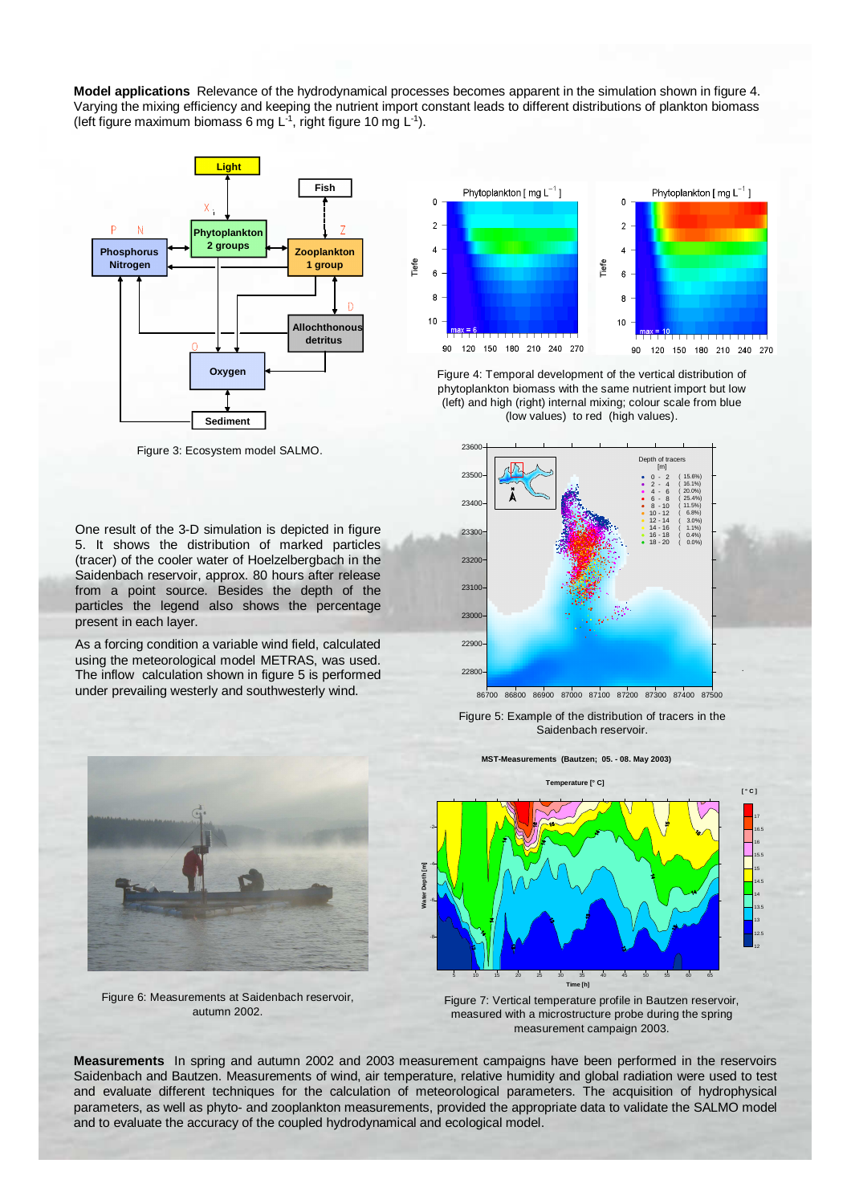**Model applications** Relevance of the hydrodynamical processes becomes apparent in the simulation shown in figure 4. Varying the mixing efficiency and keeping the nutrient import constant leads to different distributions of plankton biomass (left figure maximum biomass 6 mg $L^{-1}$, right figure 10 mg $L^{-1}$).

Figure 3: Ecosystem model SALMO.

Figure 4: Temporal development of the vertical distribution of phytoplankton biomass with the same nutrient import but low (left) and high (right) internal mixing; colour scale from blue (low values) to red (high values).

One result of the 3-D simulation is depicted in figure 5. It shows the distribution of marked particles (tracer) of the cooler water of Hoelzelbergbach in the Saidenbach reservoir, approx. 80 hours after release from a point source. Besides the depth of the particles the legend also shows the percentage present in each layer.

As a forcing condition a variable wind field, calculated using the meteorological model METRAS, was used. The inflow calculation shown in figure 5 is performed under prevailing westerly and southwesterly wind.

Figure 5: Example of the distribution of tracers in the Saidenbach reservoir.

Figure 6: Measurements at Saidenbach reservoir, autumn 2002.

Figure 7: Vertical temperature profile in Bautzen reservoir, measured with a microstructure probe during the spring measurement campaign 2003.

**Measurements** In spring and autumn 2002 and 2003 measurement campaigns have been performed in the reservoirs Saidenbach and Bautzen. Measurements of wind, air temperature, relative humidity and global radiation were used to test and evaluate different techniques for the calculation of meteorological parameters. The acquisition of hydrophysical parameters, as well as phyto- and zooplankton measurements, provided the appropriate data to validate the SALMO model and to evaluate the accuracy of the coupled hydrodynamical and ecological model.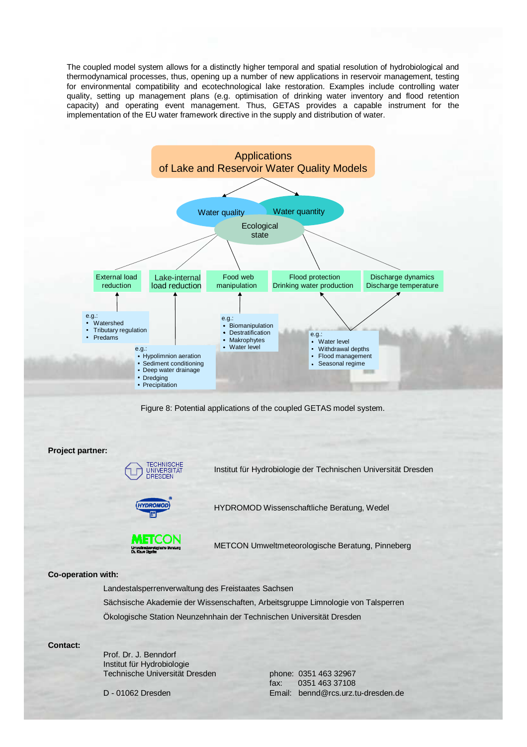The coupled model system allows for a distinctly higher temporal and spatial resolution of hydrobiological and thermodynamical processes, thus, opening up a number of new applications in reservoir management, testing for environmental compatibility and ecotechnological lake restoration. Examples include controlling water quality, setting up management plans (e.g. optimisation of drinking water inventory and flood retention capacity) and operating event management. Thus, GETAS provides a capable instrument for the implementation of the EU water framework directive in the supply and distribution of water.

Applications
of Lake and Reservoir Water Quality Models

Water quality

Water quantity

Ecological state

External load reduction

Lake-internal load reduction

Food web manipulation

Flood protection
Drinking water production

Discharge dynamics
Discharge temperature

e.g.:
- Watershed
- Tributary regulation
- Predams

e.g.:
- Hypolimnion aeration
- Sediment conditioning
- Deep water drainage
- Dredging
- Precipitation

e.g.:
- Biomanipulation
- Destratification
- Makrophytes
- Water level

e.g.:
- Water level
- Withdrawal depths
- Flood management
- Seasonal regime

Figure 8: Potential applications of the coupled GETAS model system.

**Project partner:**

Institut für Hydrobiologie der Technischen Universität Dresden

HYDROMOD Wissenschaftliche Beratung, Wedel

METCON Umweltmeteorologische Beratung, Pinneberg

**Co-operation with:**

Landestalsperrenverwaltung des Freistaates Sachsen

Sächsische Akademie der Wissenschaften, Arbeitsgruppe Limnologie von Talsperren

Ökologische Station Neunzehnhain der Technischen Universität Dresden

**Contact:**

Prof. Dr. J. Benndorf
Institut für Hydrobiologie
Technische Universität Dresden

D - 01062 Dresden

phone: 0351 463 32967
fax: 0351 463 37108
Email: bennd@rcs.urz.tu-dresden.de